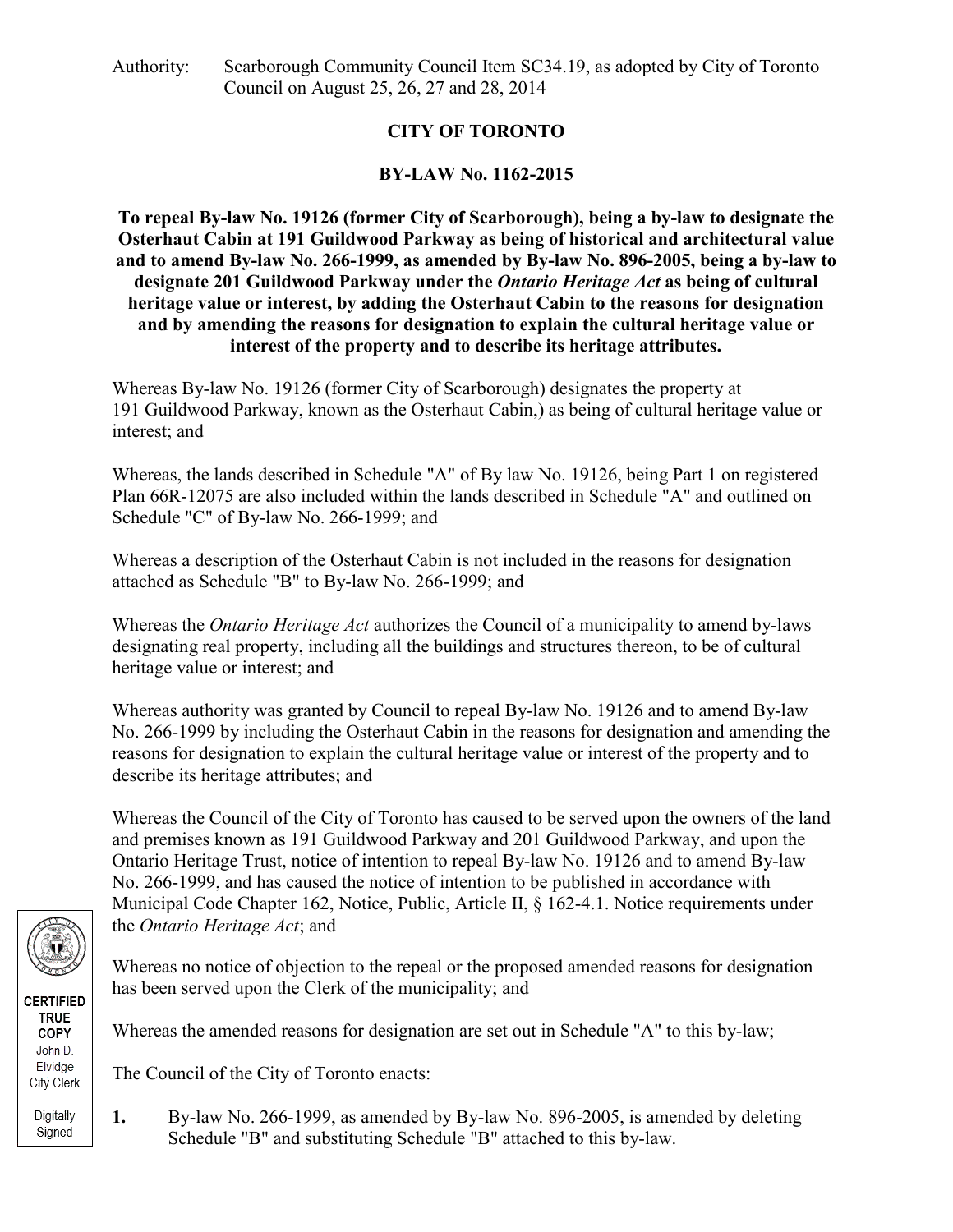Authority: Scarborough Community Council Item SC34.19, as adopted by City of Toronto Council on August 25, 26, 27 and 28, 2014

# CITY OF TORONTO

## BY-LAW No. 1162-2015

**To repeal By-law No. 19126 (former City of Scarborough), being a by-law to designate the Osterhaut Cabin at 191 Guildwood Parkway as being of historical and architectural value and to amend By-law No. 266-1999, as amended by By-law No. 896-2005, being a by-law to designate 201 Guildwood Parkway under the *Ontario Heritage Act* as being of cultural heritage value or interest, by adding the Osterhaut Cabin to the reasons for designation and by amending the reasons for designation to explain the cultural heritage value or interest of the property and to describe its heritage attributes.**

Whereas By-law No. 19126 (former City of Scarborough) designates the property at 191 Guildwood Parkway, known as the Osterhaut Cabin,) as being of cultural heritage value or interest; and

Whereas, the lands described in Schedule "A" of By law No. 19126, being Part 1 on registered Plan 66R-12075 are also included within the lands described in Schedule "A" and outlined on Schedule "C" of By-law No. 266-1999; and

Whereas a description of the Osterhaut Cabin is not included in the reasons for designation attached as Schedule "B" to By-law No. 266-1999; and

Whereas the *Ontario Heritage Act* authorizes the Council of a municipality to amend by-laws designating real property, including all the buildings and structures thereon, to be of cultural heritage value or interest; and

Whereas authority was granted by Council to repeal By-law No. 19126 and to amend By-law No. 266-1999 by including the Osterhaut Cabin in the reasons for designation and amending the reasons for designation to explain the cultural heritage value or interest of the property and to describe its heritage attributes; and

Whereas the Council of the City of Toronto has caused to be served upon the owners of the land and premises known as 191 Guildwood Parkway and 201 Guildwood Parkway, and upon the Ontario Heritage Trust, notice of intention to repeal By-law No. 19126 and to amend By-law No. 266-1999, and has caused the notice of intention to be published in accordance with Municipal Code Chapter 162, Notice, Public, Article II, § 162-4.1. Notice requirements under the *Ontario Heritage Act*; and

Whereas no notice of objection to the repeal or the proposed amended reasons for designation has been served upon the Clerk of the municipality; and

Whereas the amended reasons for designation are set out in Schedule "A" to this by-law;

The Council of the City of Toronto enacts:

**1.** By-law No. 266-1999, as amended by By-law No. 896-2005, is amended by deleting Schedule "B" and substituting Schedule "B" attached to this by-law.

CERTIFIED TRUE COPY
John D. Elvidge
City Clerk

Digitally Signed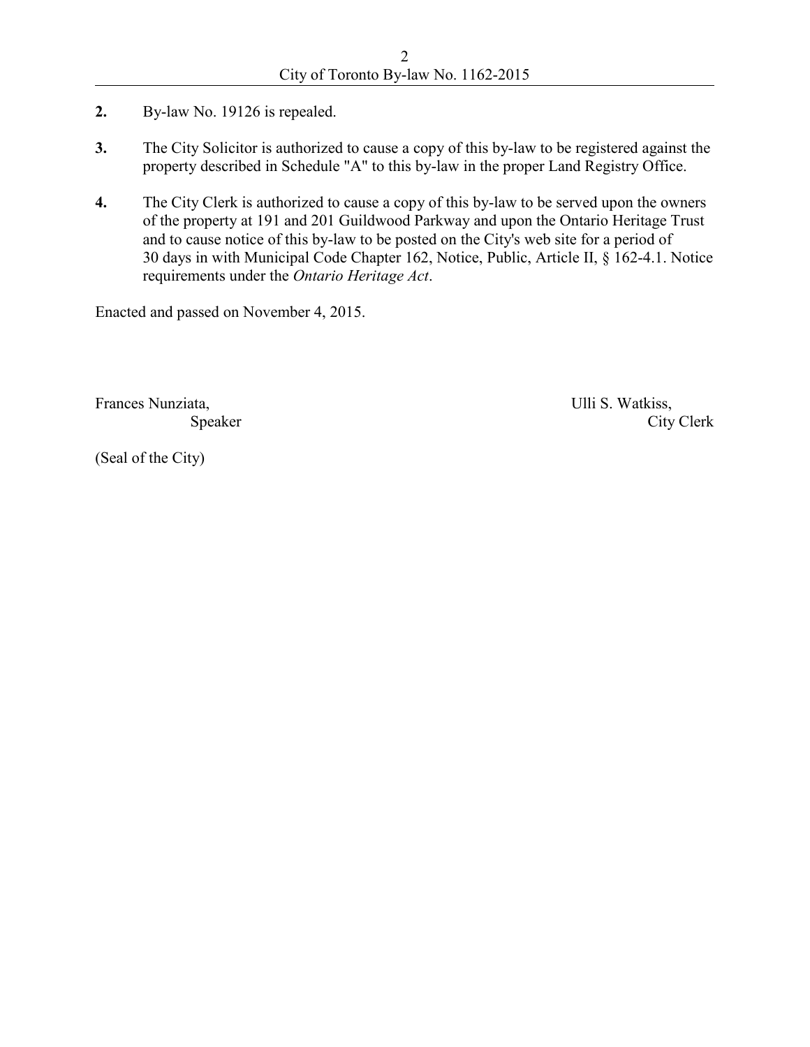**2.** By-law No. 19126 is repealed.

**3.** The City Solicitor is authorized to cause a copy of this by-law to be registered against the property described in Schedule "A" to this by-law in the proper Land Registry Office.

**4.** The City Clerk is authorized to cause a copy of this by-law to be served upon the owners of the property at 191 and 201 Guildwood Parkway and upon the Ontario Heritage Trust and to cause notice of this by-law to be posted on the City's web site for a period of 30 days in with Municipal Code Chapter 162, Notice, Public, Article II, § 162-4.1. Notice requirements under the *Ontario Heritage Act*.

Enacted and passed on November 4, 2015.

Frances Nunziata,
Speaker

Ulli S. Watkiss,
City Clerk

(Seal of the City)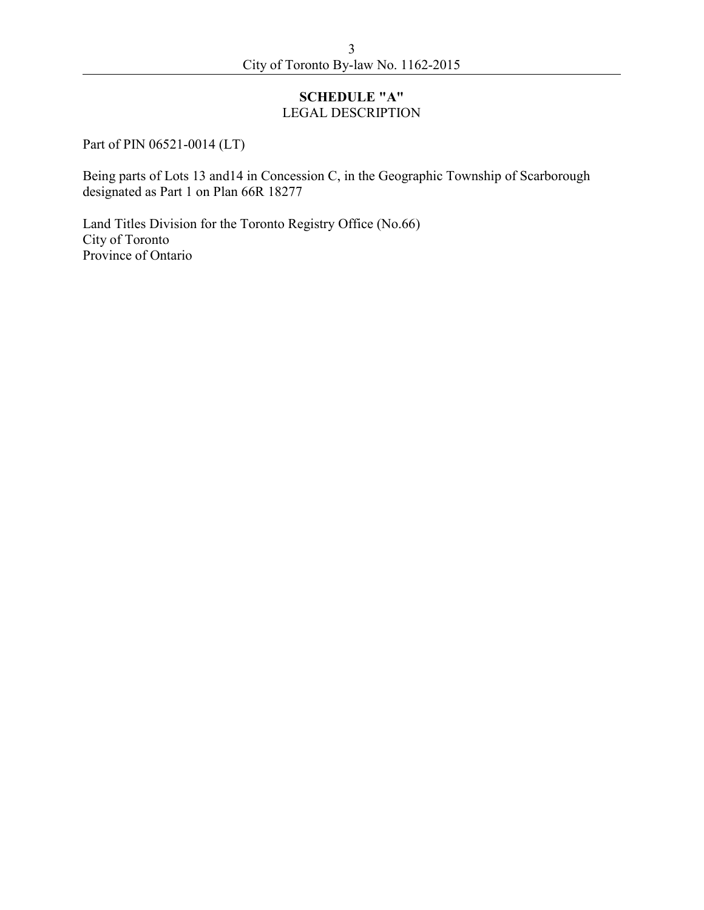**SCHEDULE "A"**
LEGAL DESCRIPTION

Part of PIN 06521-0014 (LT)

Being parts of Lots 13 and14 in Concession C, in the Geographic Township of Scarborough designated as Part 1 on Plan 66R 18277

Land Titles Division for the Toronto Registry Office (No.66)
City of Toronto
Province of Ontario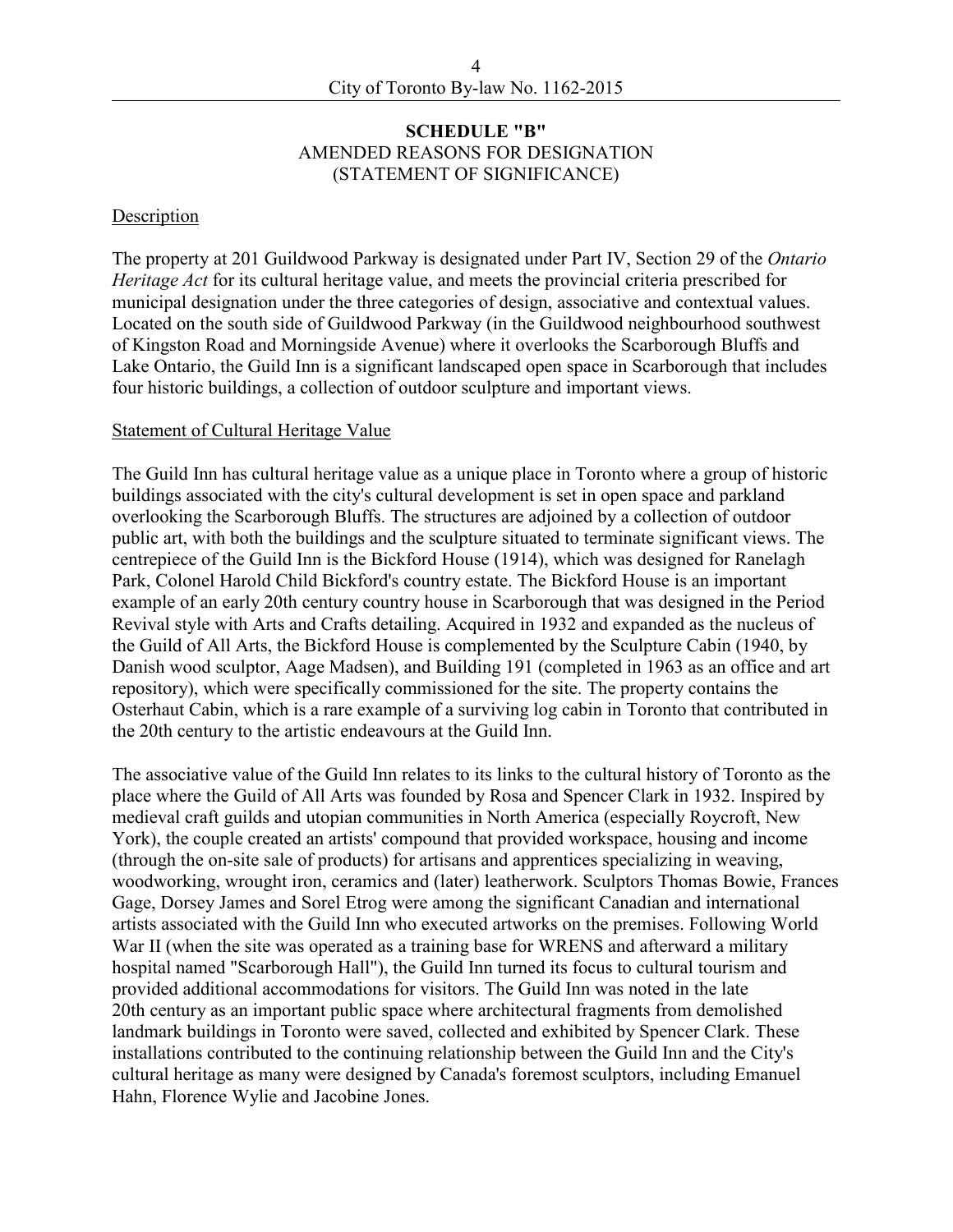**SCHEDULE "B"**
AMENDED REASONS FOR DESIGNATION
(STATEMENT OF SIGNIFICANCE)

Description

The property at 201 Guildwood Parkway is designated under Part IV, Section 29 of the *Ontario Heritage Act* for its cultural heritage value, and meets the provincial criteria prescribed for municipal designation under the three categories of design, associative and contextual values. Located on the south side of Guildwood Parkway (in the Guildwood neighbourhood southwest of Kingston Road and Morningside Avenue) where it overlooks the Scarborough Bluffs and Lake Ontario, the Guild Inn is a significant landscaped open space in Scarborough that includes four historic buildings, a collection of outdoor sculpture and important views.

Statement of Cultural Heritage Value

The Guild Inn has cultural heritage value as a unique place in Toronto where a group of historic buildings associated with the city's cultural development is set in open space and parkland overlooking the Scarborough Bluffs. The structures are adjoined by a collection of outdoor public art, with both the buildings and the sculpture situated to terminate significant views. The centrepiece of the Guild Inn is the Bickford House (1914), which was designed for Ranelagh Park, Colonel Harold Child Bickford's country estate. The Bickford House is an important example of an early 20th century country house in Scarborough that was designed in the Period Revival style with Arts and Crafts detailing. Acquired in 1932 and expanded as the nucleus of the Guild of All Arts, the Bickford House is complemented by the Sculpture Cabin (1940, by Danish wood sculptor, Aage Madsen), and Building 191 (completed in 1963 as an office and art repository), which were specifically commissioned for the site. The property contains the Osterhaut Cabin, which is a rare example of a surviving log cabin in Toronto that contributed in the 20th century to the artistic endeavours at the Guild Inn.

The associative value of the Guild Inn relates to its links to the cultural history of Toronto as the place where the Guild of All Arts was founded by Rosa and Spencer Clark in 1932. Inspired by medieval craft guilds and utopian communities in North America (especially Roycroft, New York), the couple created an artists' compound that provided workspace, housing and income (through the on-site sale of products) for artisans and apprentices specializing in weaving, woodworking, wrought iron, ceramics and (later) leatherwork. Sculptors Thomas Bowie, Frances Gage, Dorsey James and Sorel Etrog were among the significant Canadian and international artists associated with the Guild Inn who executed artworks on the premises. Following World War II (when the site was operated as a training base for WRENS and afterward a military hospital named "Scarborough Hall"), the Guild Inn turned its focus to cultural tourism and provided additional accommodations for visitors. The Guild Inn was noted in the late 20th century as an important public space where architectural fragments from demolished landmark buildings in Toronto were saved, collected and exhibited by Spencer Clark. These installations contributed to the continuing relationship between the Guild Inn and the City's cultural heritage as many were designed by Canada's foremost sculptors, including Emanuel Hahn, Florence Wylie and Jacobine Jones.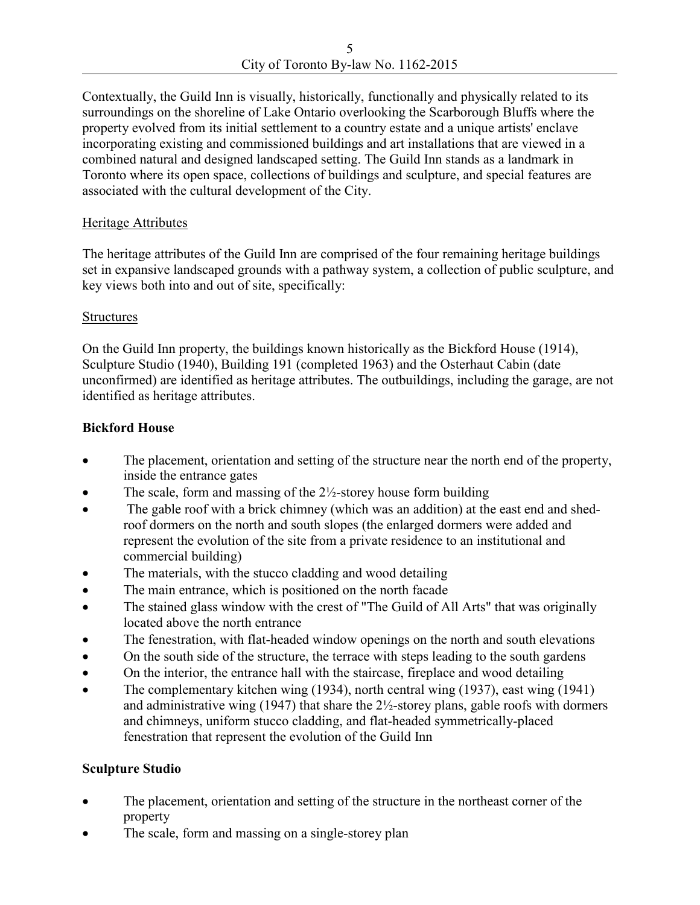Contextually, the Guild Inn is visually, historically, functionally and physically related to its surroundings on the shoreline of Lake Ontario overlooking the Scarborough Bluffs where the property evolved from its initial settlement to a country estate and a unique artists' enclave incorporating existing and commissioned buildings and art installations that are viewed in a combined natural and designed landscaped setting. The Guild Inn stands as a landmark in Toronto where its open space, collections of buildings and sculpture, and special features are associated with the cultural development of the City.

<u>Heritage Attributes</u>

The heritage attributes of the Guild Inn are comprised of the four remaining heritage buildings set in expansive landscaped grounds with a pathway system, a collection of public sculpture, and key views both into and out of site, specifically:

<u>Structures</u>

On the Guild Inn property, the buildings known historically as the Bickford House (1914), Sculpture Studio (1940), Building 191 (completed 1963) and the Osterhaut Cabin (date unconfirmed) are identified as heritage attributes. The outbuildings, including the garage, are not identified as heritage attributes.

**Bickford House**

- The placement, orientation and setting of the structure near the north end of the property, inside the entrance gates
- The scale, form and massing of the 2½-storey house form building
- The gable roof with a brick chimney (which was an addition) at the east end and shed-roof dormers on the north and south slopes (the enlarged dormers were added and represent the evolution of the site from a private residence to an institutional and commercial building)
- The materials, with the stucco cladding and wood detailing
- The main entrance, which is positioned on the north facade
- The stained glass window with the crest of "The Guild of All Arts" that was originally located above the north entrance
- The fenestration, with flat-headed window openings on the north and south elevations
- On the south side of the structure, the terrace with steps leading to the south gardens
- On the interior, the entrance hall with the staircase, fireplace and wood detailing
- The complementary kitchen wing (1934), north central wing (1937), east wing (1941) and administrative wing (1947) that share the 2½-storey plans, gable roofs with dormers and chimneys, uniform stucco cladding, and flat-headed symmetrically-placed fenestration that represent the evolution of the Guild Inn

**Sculpture Studio**

- The placement, orientation and setting of the structure in the northeast corner of the property
- The scale, form and massing on a single-storey plan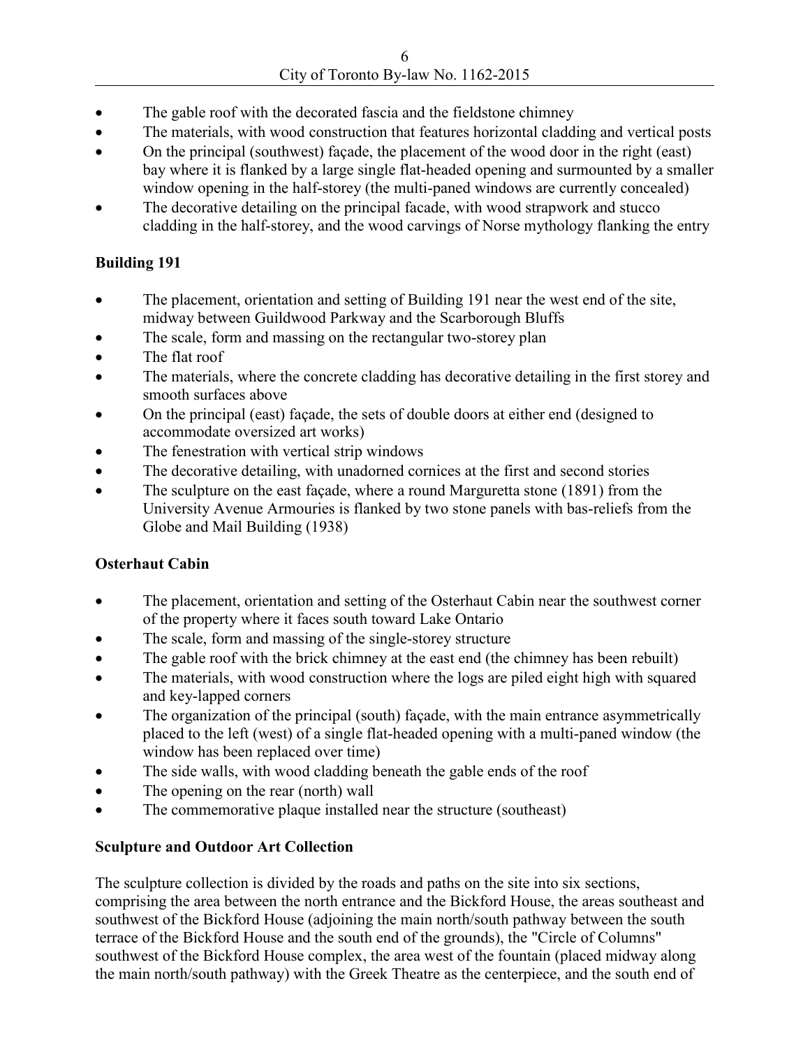- The gable roof with the decorated fascia and the fieldstone chimney
- The materials, with wood construction that features horizontal cladding and vertical posts
- On the principal (southwest) façade, the placement of the wood door in the right (east) bay where it is flanked by a large single flat-headed opening and surmounted by a smaller window opening in the half-storey (the multi-paned windows are currently concealed)
- The decorative detailing on the principal facade, with wood strapwork and stucco cladding in the half-storey, and the wood carvings of Norse mythology flanking the entry

**Building 191**

- The placement, orientation and setting of Building 191 near the west end of the site, midway between Guildwood Parkway and the Scarborough Bluffs
- The scale, form and massing on the rectangular two-storey plan
- The flat roof
- The materials, where the concrete cladding has decorative detailing in the first storey and smooth surfaces above
- On the principal (east) façade, the sets of double doors at either end (designed to accommodate oversized art works)
- The fenestration with vertical strip windows
- The decorative detailing, with unadorned cornices at the first and second stories
- The sculpture on the east façade, where a round Marguretta stone (1891) from the University Avenue Armouries is flanked by two stone panels with bas-reliefs from the Globe and Mail Building (1938)

**Osterhaut Cabin**

- The placement, orientation and setting of the Osterhaut Cabin near the southwest corner of the property where it faces south toward Lake Ontario
- The scale, form and massing of the single-storey structure
- The gable roof with the brick chimney at the east end (the chimney has been rebuilt)
- The materials, with wood construction where the logs are piled eight high with squared and key-lapped corners
- The organization of the principal (south) façade, with the main entrance asymmetrically placed to the left (west) of a single flat-headed opening with a multi-paned window (the window has been replaced over time)
- The side walls, with wood cladding beneath the gable ends of the roof
- The opening on the rear (north) wall
- The commemorative plaque installed near the structure (southeast)

**Sculpture and Outdoor Art Collection**

The sculpture collection is divided by the roads and paths on the site into six sections, comprising the area between the north entrance and the Bickford House, the areas southeast and southwest of the Bickford House (adjoining the main north/south pathway between the south terrace of the Bickford House and the south end of the grounds), the "Circle of Columns" southwest of the Bickford House complex, the area west of the fountain (placed midway along the main north/south pathway) with the Greek Theatre as the centerpiece, and the south end of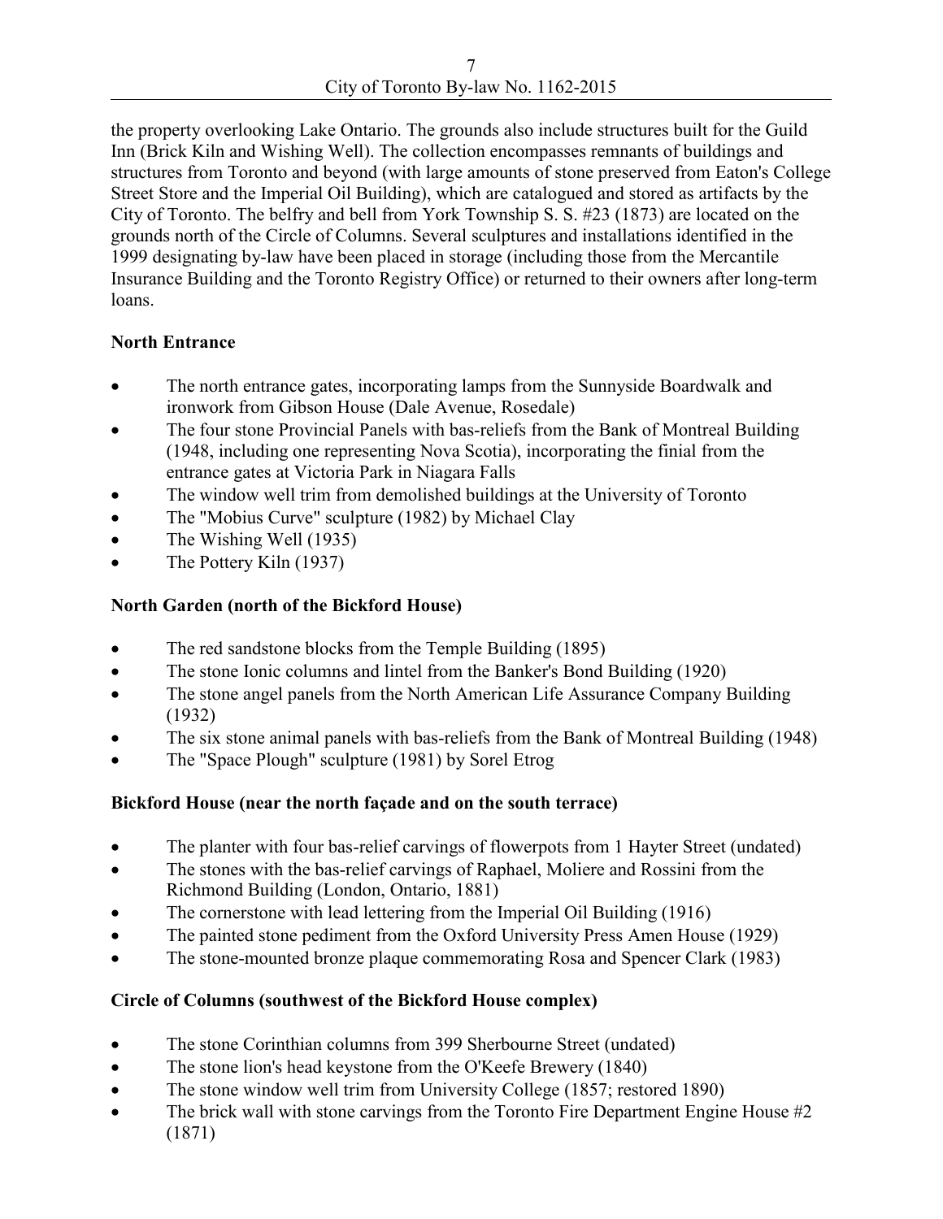the property overlooking Lake Ontario. The grounds also include structures built for the Guild Inn (Brick Kiln and Wishing Well). The collection encompasses remnants of buildings and structures from Toronto and beyond (with large amounts of stone preserved from Eaton's College Street Store and the Imperial Oil Building), which are catalogued and stored as artifacts by the City of Toronto. The belfry and bell from York Township S. S. #23 (1873) are located on the grounds north of the Circle of Columns. Several sculptures and installations identified in the 1999 designating by-law have been placed in storage (including those from the Mercantile Insurance Building and the Toronto Registry Office) or returned to their owners after long-term loans.

**North Entrance**

- The north entrance gates, incorporating lamps from the Sunnyside Boardwalk and ironwork from Gibson House (Dale Avenue, Rosedale)
- The four stone Provincial Panels with bas-reliefs from the Bank of Montreal Building (1948, including one representing Nova Scotia), incorporating the finial from the entrance gates at Victoria Park in Niagara Falls
- The window well trim from demolished buildings at the University of Toronto
- The "Mobius Curve" sculpture (1982) by Michael Clay
- The Wishing Well (1935)
- The Pottery Kiln (1937)

**North Garden (north of the Bickford House)**

- The red sandstone blocks from the Temple Building (1895)
- The stone Ionic columns and lintel from the Banker's Bond Building (1920)
- The stone angel panels from the North American Life Assurance Company Building (1932)
- The six stone animal panels with bas-reliefs from the Bank of Montreal Building (1948)
- The "Space Plough" sculpture (1981) by Sorel Etrog

**Bickford House (near the north façade and on the south terrace)**

- The planter with four bas-relief carvings of flowerpots from 1 Hayter Street (undated)
- The stones with the bas-relief carvings of Raphael, Moliere and Rossini from the Richmond Building (London, Ontario, 1881)
- The cornerstone with lead lettering from the Imperial Oil Building (1916)
- The painted stone pediment from the Oxford University Press Amen House (1929)
- The stone-mounted bronze plaque commemorating Rosa and Spencer Clark (1983)

**Circle of Columns (southwest of the Bickford House complex)**

- The stone Corinthian columns from 399 Sherbourne Street (undated)
- The stone lion's head keystone from the O'Keefe Brewery (1840)
- The stone window well trim from University College (1857; restored 1890)
- The brick wall with stone carvings from the Toronto Fire Department Engine House #2 (1871)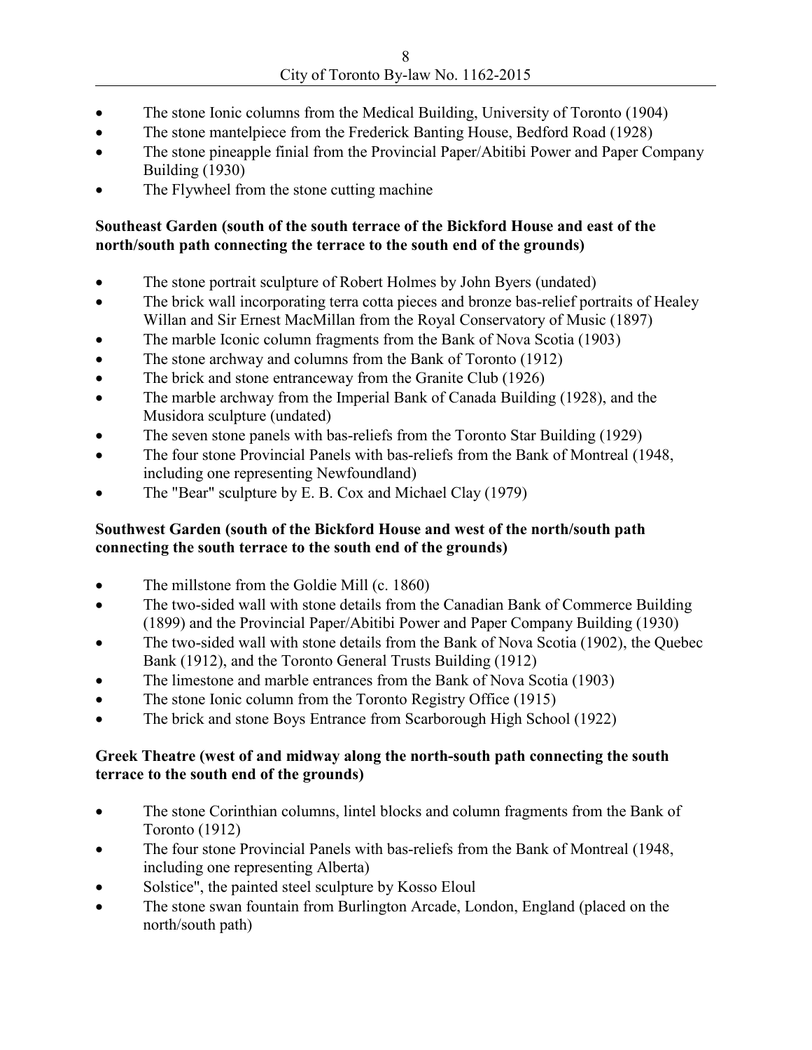- The stone Ionic columns from the Medical Building, University of Toronto (1904)
- The stone mantelpiece from the Frederick Banting House, Bedford Road (1928)
- The stone pineapple finial from the Provincial Paper/Abitibi Power and Paper Company Building (1930)
- The Flywheel from the stone cutting machine

**Southeast Garden (south of the south terrace of the Bickford House and east of the north/south path connecting the terrace to the south end of the grounds)**

- The stone portrait sculpture of Robert Holmes by John Byers (undated)
- The brick wall incorporating terra cotta pieces and bronze bas-relief portraits of Healey Willan and Sir Ernest MacMillan from the Royal Conservatory of Music (1897)
- The marble Iconic column fragments from the Bank of Nova Scotia (1903)
- The stone archway and columns from the Bank of Toronto (1912)
- The brick and stone entranceway from the Granite Club (1926)
- The marble archway from the Imperial Bank of Canada Building (1928), and the Musidora sculpture (undated)
- The seven stone panels with bas-reliefs from the Toronto Star Building (1929)
- The four stone Provincial Panels with bas-reliefs from the Bank of Montreal (1948, including one representing Newfoundland)
- The "Bear" sculpture by E. B. Cox and Michael Clay (1979)

**Southwest Garden (south of the Bickford House and west of the north/south path connecting the south terrace to the south end of the grounds)**

- The millstone from the Goldie Mill (c. 1860)
- The two-sided wall with stone details from the Canadian Bank of Commerce Building (1899) and the Provincial Paper/Abitibi Power and Paper Company Building (1930)
- The two-sided wall with stone details from the Bank of Nova Scotia (1902), the Quebec Bank (1912), and the Toronto General Trusts Building (1912)
- The limestone and marble entrances from the Bank of Nova Scotia (1903)
- The stone Ionic column from the Toronto Registry Office (1915)
- The brick and stone Boys Entrance from Scarborough High School (1922)

**Greek Theatre (west of and midway along the north-south path connecting the south terrace to the south end of the grounds)**

- The stone Corinthian columns, lintel blocks and column fragments from the Bank of Toronto (1912)
- The four stone Provincial Panels with bas-reliefs from the Bank of Montreal (1948, including one representing Alberta)
- Solstice", the painted steel sculpture by Kosso Eloul
- The stone swan fountain from Burlington Arcade, London, England (placed on the north/south path)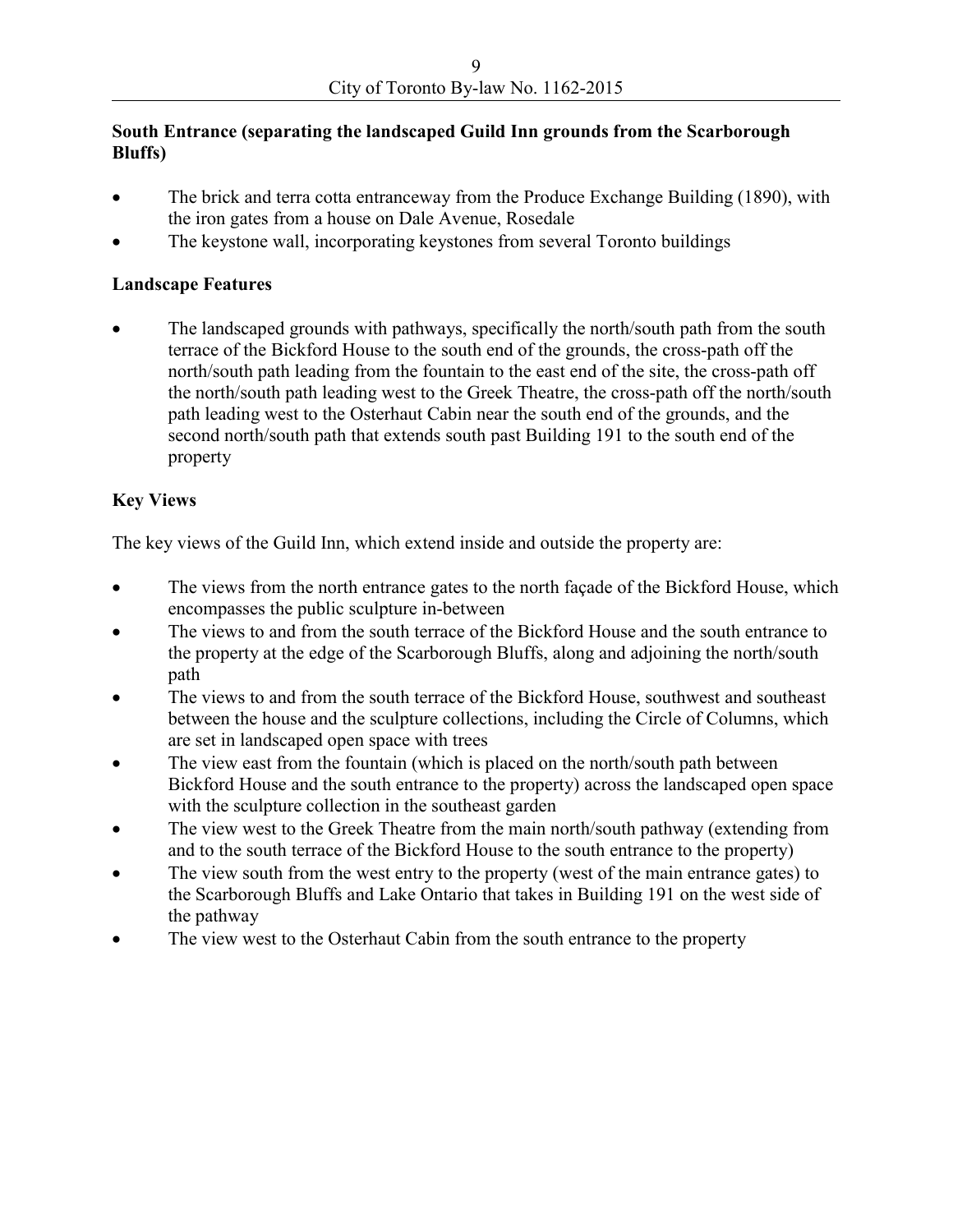**South Entrance (separating the landscaped Guild Inn grounds from the Scarborough Bluffs)**

- The brick and terra cotta entranceway from the Produce Exchange Building (1890), with the iron gates from a house on Dale Avenue, Rosedale
- The keystone wall, incorporating keystones from several Toronto buildings

**Landscape Features**

- The landscaped grounds with pathways, specifically the north/south path from the south terrace of the Bickford House to the south end of the grounds, the cross-path off the north/south path leading from the fountain to the east end of the site, the cross-path off the north/south path leading west to the Greek Theatre, the cross-path off the north/south path leading west to the Osterhaut Cabin near the south end of the grounds, and the second north/south path that extends south past Building 191 to the south end of the property

**Key Views**

The key views of the Guild Inn, which extend inside and outside the property are:

- The views from the north entrance gates to the north façade of the Bickford House, which encompasses the public sculpture in-between
- The views to and from the south terrace of the Bickford House and the south entrance to the property at the edge of the Scarborough Bluffs, along and adjoining the north/south path
- The views to and from the south terrace of the Bickford House, southwest and southeast between the house and the sculpture collections, including the Circle of Columns, which are set in landscaped open space with trees
- The view east from the fountain (which is placed on the north/south path between Bickford House and the south entrance to the property) across the landscaped open space with the sculpture collection in the southeast garden
- The view west to the Greek Theatre from the main north/south pathway (extending from and to the south terrace of the Bickford House to the south entrance to the property)
- The view south from the west entry to the property (west of the main entrance gates) to the Scarborough Bluffs and Lake Ontario that takes in Building 191 on the west side of the pathway
- The view west to the Osterhaut Cabin from the south entrance to the property